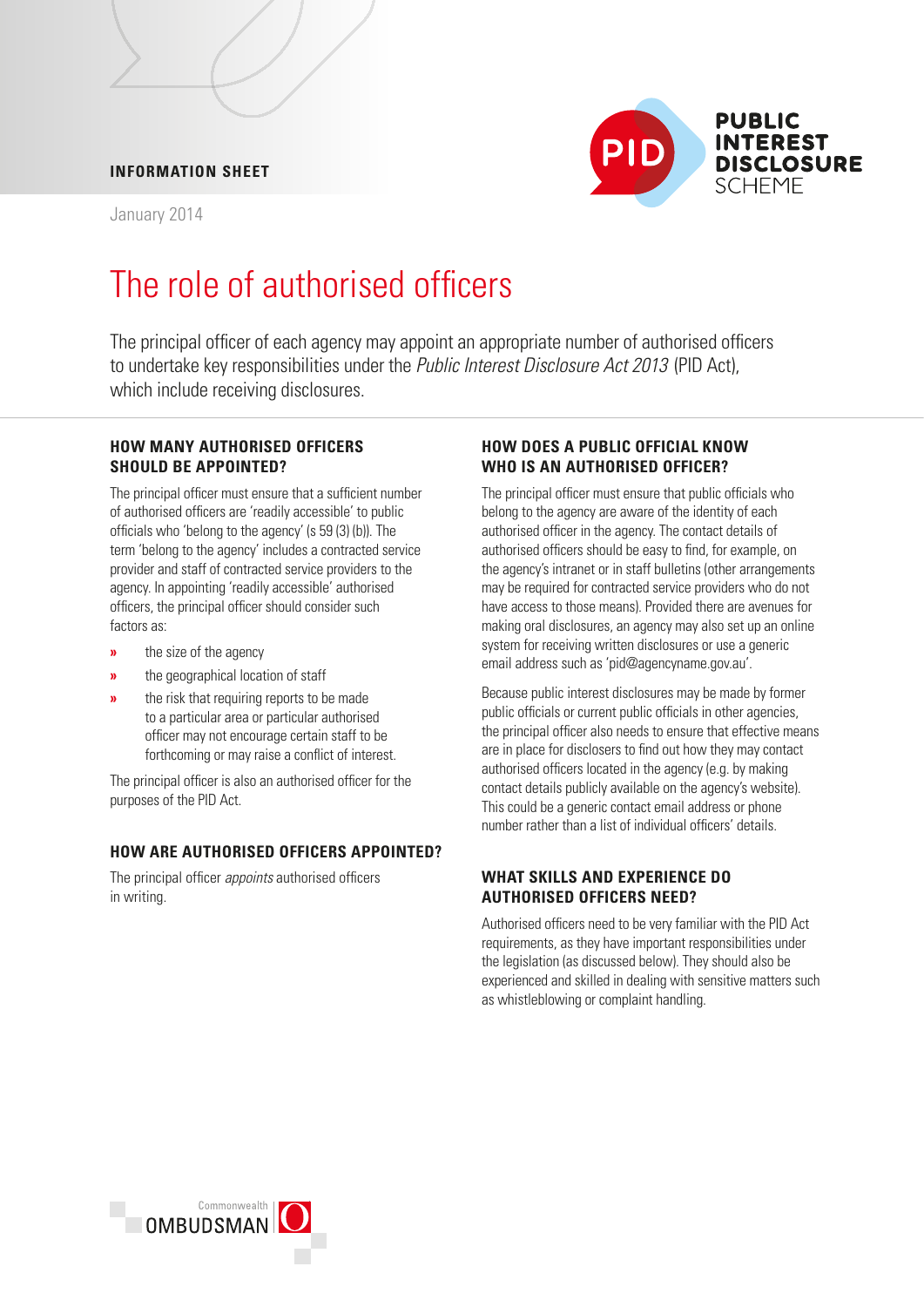INFORMATION SHEET

January 2014

PUBLIC INTEREST DISCLOSURE SCHEME

# The role of authorised officers

The principal officer of each agency may appoint an appropriate number of authorised officers to undertake key responsibilities under the *Public Interest Disclosure Act 2013* (PID Act), which include receiving disclosures.

## HOW MANY AUTHORISED OFFICERS SHOULD BE APPOINTED?

The principal officer must ensure that a sufficient number of authorised officers are 'readily accessible' to public officials who 'belong to the agency' (s 59 (3) (b)). The term 'belong to the agency' includes a contracted service provider and staff of contracted service providers to the agency. In appointing 'readily accessible' authorised officers, the principal officer should consider such factors as:

- the size of the agency
- the geographical location of staff
- the risk that requiring reports to be made to a particular area or particular authorised officer may not encourage certain staff to be forthcoming or may raise a conflict of interest.

The principal officer is also an authorised officer for the purposes of the PID Act.

## HOW ARE AUTHORISED OFFICERS APPOINTED?

The principal officer *appoints* authorised officers in writing.

## HOW DOES A PUBLIC OFFICIAL KNOW WHO IS AN AUTHORISED OFFICER?

The principal officer must ensure that public officials who belong to the agency are aware of the identity of each authorised officer in the agency. The contact details of authorised officers should be easy to find, for example, on the agency's intranet or in staff bulletins (other arrangements may be required for contracted service providers who do not have access to those means). Provided there are avenues for making oral disclosures, an agency may also set up an online system for receiving written disclosures or use a generic email address such as 'pid@agencyname.gov.au'.

Because public interest disclosures may be made by former public officials or current public officials in other agencies, the principal officer also needs to ensure that effective means are in place for disclosers to find out how they may contact authorised officers located in the agency (e.g. by making contact details publicly available on the agency's website). This could be a generic contact email address or phone number rather than a list of individual officers' details.

## WHAT SKILLS AND EXPERIENCE DO AUTHORISED OFFICERS NEED?

Authorised officers need to be very familiar with the PID Act requirements, as they have important responsibilities under the legislation (as discussed below). They should also be experienced and skilled in dealing with sensitive matters such as whistleblowing or complaint handling.

Commonwealth OMBUDSMAN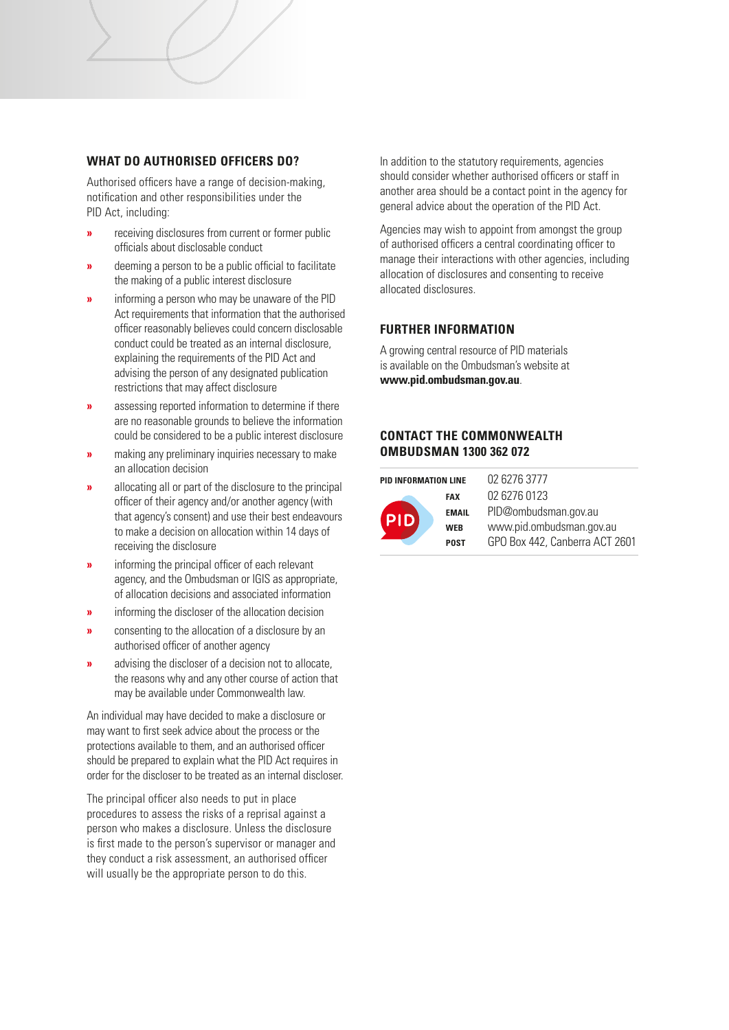## WHAT DO AUTHORISED OFFICERS DO?

Authorised officers have a range of decision-making, notification and other responsibilities under the PID Act, including:

- receiving disclosures from current or former public officials about disclosable conduct
- deeming a person to be a public official to facilitate the making of a public interest disclosure
- informing a person who may be unaware of the PID Act requirements that information that the authorised officer reasonably believes could concern disclosable conduct could be treated as an internal disclosure, explaining the requirements of the PID Act and advising the person of any designated publication restrictions that may affect disclosure
- assessing reported information to determine if there are no reasonable grounds to believe the information could be considered to be a public interest disclosure
- making any preliminary inquiries necessary to make an allocation decision
- allocating all or part of the disclosure to the principal officer of their agency and/or another agency (with that agency's consent) and use their best endeavours to make a decision on allocation within 14 days of receiving the disclosure
- informing the principal officer of each relevant agency, and the Ombudsman or IGIS as appropriate, of allocation decisions and associated information
- informing the discloser of the allocation decision
- consenting to the allocation of a disclosure by an authorised officer of another agency
- advising the discloser of a decision not to allocate, the reasons why and any other course of action that may be available under Commonwealth law.

An individual may have decided to make a disclosure or may want to first seek advice about the process or the protections available to them, and an authorised officer should be prepared to explain what the PID Act requires in order for the discloser to be treated as an internal discloser.

The principal officer also needs to put in place procedures to assess the risks of a reprisal against a person who makes a disclosure. Unless the disclosure is first made to the person's supervisor or manager and they conduct a risk assessment, an authorised officer will usually be the appropriate person to do this.

In addition to the statutory requirements, agencies should consider whether authorised officers or staff in another area should be a contact point in the agency for general advice about the operation of the PID Act.

Agencies may wish to appoint from amongst the group of authorised officers a central coordinating officer to manage their interactions with other agencies, including allocation of disclosures and consenting to receive allocated disclosures.

## FURTHER INFORMATION

A growing central resource of PID materials is available on the Ombudsman's website at **www.pid.ombudsman.gov.au**.

## CONTACT THE COMMONWEALTH OMBUDSMAN 1300 362 072

| | |
|---|---|
| **PID INFORMATION LINE** | 02 6276 3777 |
| **FAX** | 02 6276 0123 |
| **EMAIL** | PID@ombudsman.gov.au |
| **WEB** | www.pid.ombudsman.gov.au |
| **POST** | GPO Box 442, Canberra ACT 2601 |